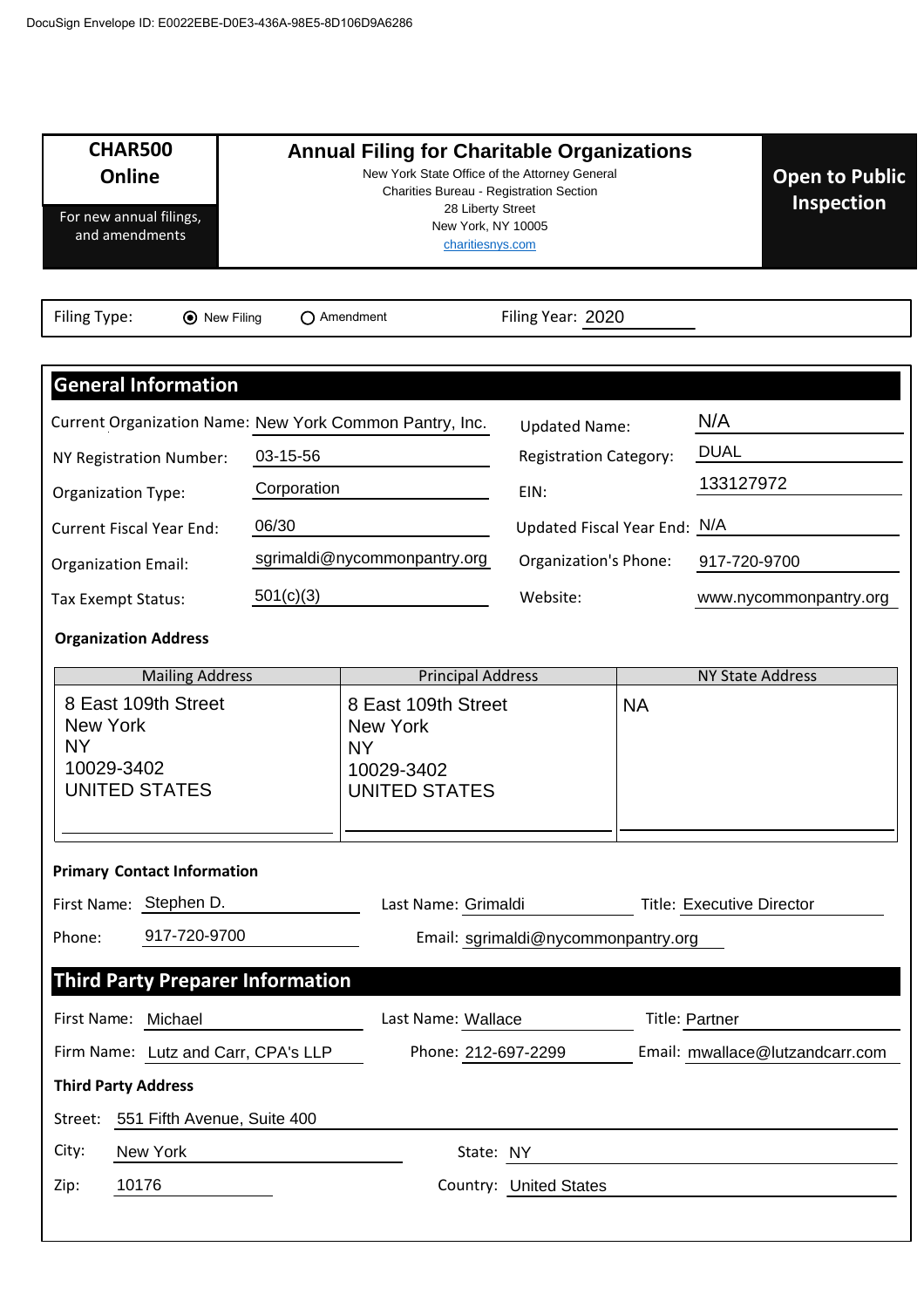DocuSign Envelope ID: E0022EBE-D0E3-436A-98E5-8D106D9A6286

| CHAR500 Online | Annual Filing for Charitable Organizations | Open to Public Inspection |
|---|---|---|
| For new annual filings, and amendments | New York State Office of the Attorney General<br>Charities Bureau - Registration Section<br>28 Liberty Street<br>New York, NY 10005<br>charitiesnys.com | |

Filing Type: (●) New Filing ( ) Amendment Filing Year: 2020

## General Information

| | | | |
|---|---|---|---|
| Current Organization Name: | New York Common Pantry, Inc. | Updated Name: | N/A |
| NY Registration Number: | 03-15-56 | Registration Category: | DUAL |
| Organization Type: | Corporation | EIN: | 133127972 |
| Current Fiscal Year End: | 06/30 | Updated Fiscal Year End: | N/A |
| Organization Email: | sgrimaldi@nycommonpantry.org | Organization's Phone: | 917-720-9700 |
| Tax Exempt Status: | 501(c)(3) | Website: | www.nycommonpantry.org |

**Organization Address**

| Mailing Address | Principal Address | NY State Address |
|---|---|---|
| 8 East 109th Street<br>New York<br>NY<br>10029-3402<br>UNITED STATES | 8 East 109th Street<br>New York<br>NY<br>10029-3402<br>UNITED STATES | NA |

**Primary Contact Information**

First Name: Stephen D. Last Name: Grimaldi Title: Executive Director

Phone: 917-720-9700 Email: sgrimaldi@nycommonpantry.org

## Third Party Preparer Information

First Name: Michael Last Name: Wallace Title: Partner

Firm Name: Lutz and Carr, CPA's LLP Phone: 212-697-2299 Email: mwallace@lutzandcarr.com

**Third Party Address**

Street: 551 Fifth Avenue, Suite 400

City: New York State: NY

Zip: 10176 Country: United States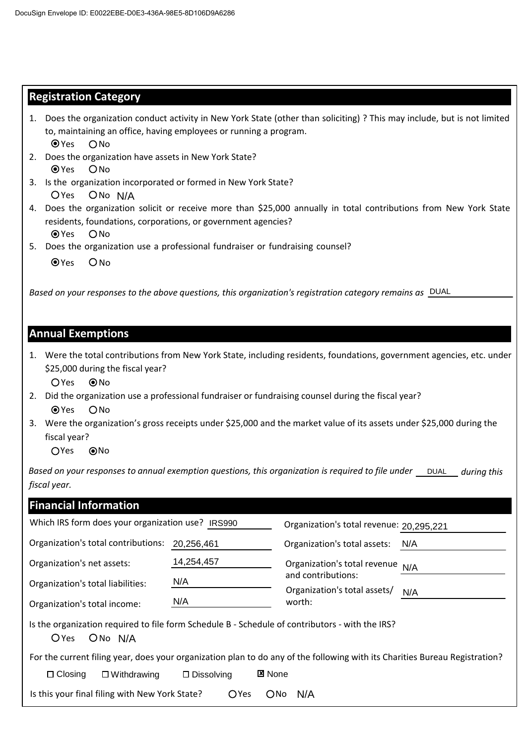DocuSign Envelope ID: E0022EBE-D0E3-436A-98E5-8D106D9A6286

## Registration Category

1. Does the organization conduct activity in New York State (other than soliciting) ? This may include, but is not limited to, maintaining an office, having employees or running a program.
   ◉ Yes ○ No
2. Does the organization have assets in New York State?
   ◉ Yes ○ No
3. Is the organization incorporated or formed in New York State?
   ○ Yes ○ No N/A
4. Does the organization solicit or receive more than $25,000 annually in total contributions from New York State residents, foundations, corporations, or government agencies?
   ◉ Yes ○ No
5. Does the organization use a professional fundraiser or fundraising counsel?
   ◉ Yes ○ No

*Based on your responses to the above questions, this organization's registration category remains as* DUAL

## Annual Exemptions

1. Were the total contributions from New York State, including residents, foundations, government agencies, etc. under $25,000 during the fiscal year?
   ○ Yes ◉ No
2. Did the organization use a professional fundraiser or fundraising counsel during the fiscal year?
   ◉ Yes ○ No
3. Were the organization's gross receipts under $25,000 and the market value of its assets under $25,000 during the fiscal year?
   ○ Yes ◉ No

*Based on your responses to annual exemption questions, this organization is required to file under* DUAL *during this fiscal year.*

## Financial Information

| | | | |
|---|---|---|---|
| Which IRS form does your organization use? | IRS990 | Organization's total revenue: | 20,295,221 |
| Organization's total contributions: | 20,256,461 | Organization's total assets: | N/A |
| Organization's net assets: | 14,254,457 | Organization's total revenue and contributions: | N/A |
| Organization's total liabilities: | N/A | Organization's total assets/ worth: | N/A |
| Organization's total income: | N/A | | |

Is the organization required to file form Schedule B - Schedule of contributors - with the IRS?
○ Yes ○ No N/A

For the current filing year, does your organization plan to do any of the following with its Charities Bureau Registration?

☐ Closing ☐ Withdrawing ☐ Dissolving ☒ None

Is this your final filing with New York State? ○ Yes ○ No N/A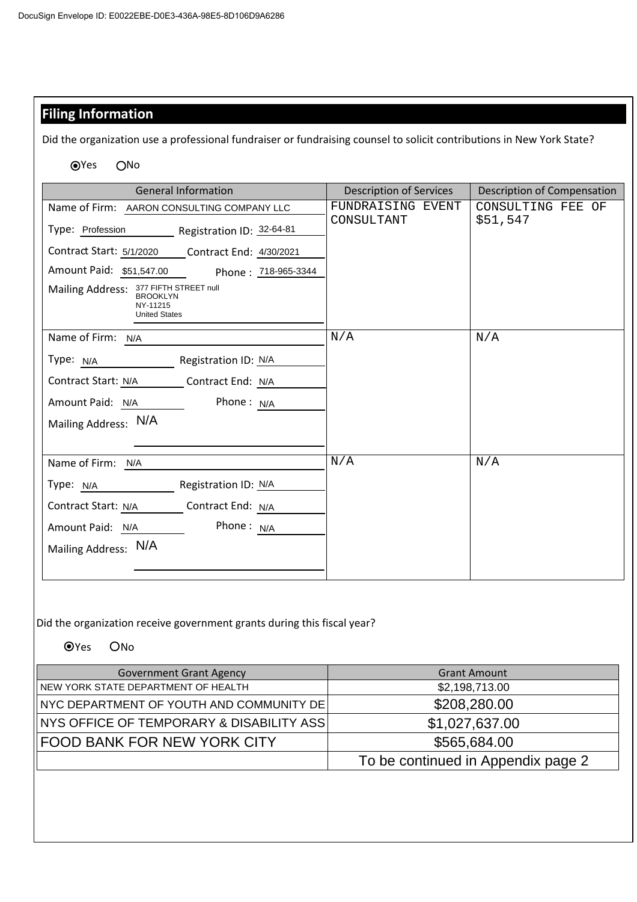## Filing Information

Did the organization use a professional fundraiser or fundraising counsel to solicit contributions in New York State?

◉ Yes ○ No

| General Information | Description of Services | Description of Compensation |
|---|---|---|
| Name of Firm: AARON CONSULTING COMPANY LLC<br>Type: Profession Registration ID: 32-64-81<br>Contract Start: 5/1/2020 Contract End: 4/30/2021<br>Amount Paid: $51,547.00 Phone : 718-965-3344<br>Mailing Address: 377 FIFTH STREET null BROOKLYN NY-11215 United States | FUNDRAISING EVENT CONSULTANT | CONSULTING FEE OF $51,547 |
| Name of Firm: N/A<br>Type: N/A Registration ID: N/A<br>Contract Start: N/A Contract End: N/A<br>Amount Paid: N/A Phone : N/A<br>Mailing Address: N/A | N/A | N/A |
| Name of Firm: N/A<br>Type: N/A Registration ID: N/A<br>Contract Start: N/A Contract End: N/A<br>Amount Paid: N/A Phone : N/A<br>Mailing Address: N/A | N/A | N/A |

Did the organization receive government grants during this fiscal year?

◉ Yes ○ No

| Government Grant Agency | Grant Amount |
|---|---|
| NEW YORK STATE DEPARTMENT OF HEALTH | $2,198,713.00 |
| NYC DEPARTMENT OF YOUTH AND COMMUNITY DE | $208,280.00 |
| NYS OFFICE OF TEMPORARY & DISABILITY ASS | $1,027,637.00 |
| FOOD BANK FOR NEW YORK CITY | $565,684.00 |
| | To be continued in Appendix page 2 |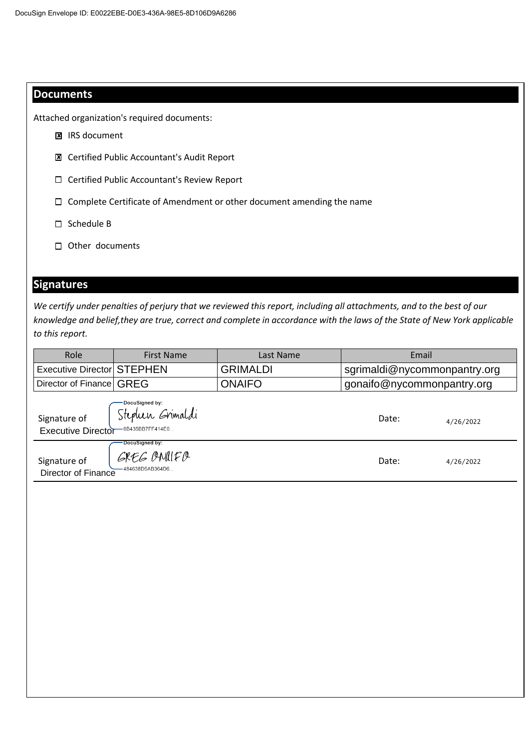DocuSign Envelope ID: E0022EBE-D0E3-436A-98E5-8D106D9A6286

## Documents

Attached organization's required documents:

- ☒ IRS document
- ☒ Certified Public Accountant's Audit Report
- ☐ Certified Public Accountant's Review Report
- ☐ Complete Certificate of Amendment or other document amending the name
- ☐ Schedule B
- ☐ Other documents

## Signatures

*We certify under penalties of perjury that we reviewed this report, including all attachments, and to the best of our knowledge and belief,they are true, correct and complete in accordance with the laws of the State of New York applicable to this report.*

| Role | First Name | Last Name | Email |
|---|---|---|---|
| Executive Director | STEPHEN | GRIMALDI | sgrimaldi@nycommonpantry.org |
| Director of Finance | GREG | ONAIFO | gonaifo@nycommonpantry.org |

Signature of Executive Director — DocuSigned by: Stephen Grimaldi — 6B435BB7FF414E0... — Date: 4/26/2022

Signature of Director of Finance — DocuSigned by: GREG ONAIFO — 484638D5AB364D6... — Date: 4/26/2022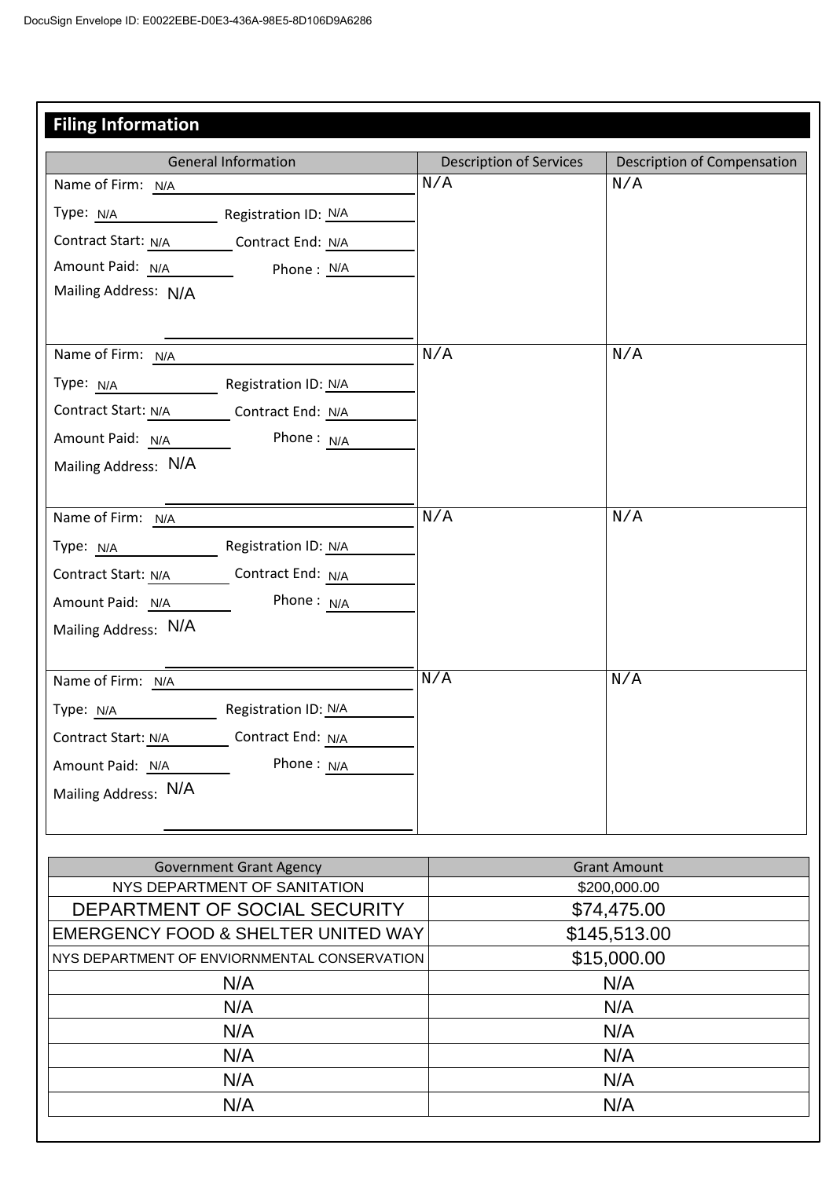## Filing Information

| General Information | Description of Services | Description of Compensation |
|---|---|---|
| Name of Firm: N/A<br>Type: N/A Registration ID: N/A<br>Contract Start: N/A Contract End: N/A<br>Amount Paid: N/A Phone : N/A<br>Mailing Address: N/A | N/A | N/A |
| Name of Firm: N/A<br>Type: N/A Registration ID: N/A<br>Contract Start: N/A Contract End: N/A<br>Amount Paid: N/A Phone : N/A<br>Mailing Address: N/A | N/A | N/A |
| Name of Firm: N/A<br>Type: N/A Registration ID: N/A<br>Contract Start: N/A Contract End: N/A<br>Amount Paid: N/A Phone : N/A<br>Mailing Address: N/A | N/A | N/A |
| Name of Firm: N/A<br>Type: N/A Registration ID: N/A<br>Contract Start: N/A Contract End: N/A<br>Amount Paid: N/A Phone : N/A<br>Mailing Address: N/A | N/A | N/A |

| Government Grant Agency | Grant Amount |
|---|---|
| NYS DEPARTMENT OF SANITATION | $200,000.00 |
| DEPARTMENT OF SOCIAL SECURITY | $74,475.00 |
| EMERGENCY FOOD & SHELTER UNITED WAY | $145,513.00 |
| NYS DEPARTMENT OF ENVIORNMENTAL CONSERVATION | $15,000.00 |
| N/A | N/A |
| N/A | N/A |
| N/A | N/A |
| N/A | N/A |
| N/A | N/A |
| N/A | N/A |